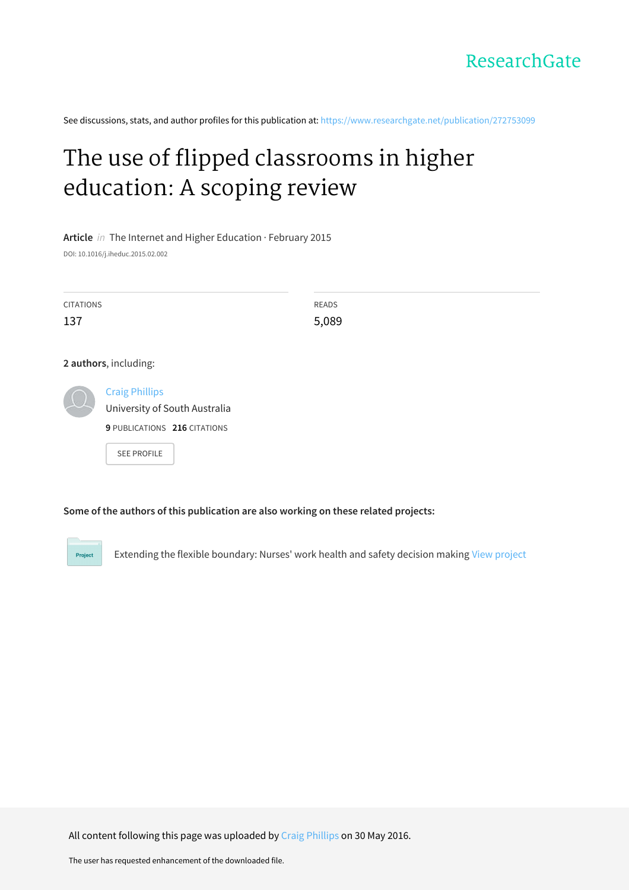ResearchGate

See discussions, stats, and author profiles for this publication at: https://www.researchgate.net/publication/272753099

# The use of flipped classrooms in higher education: A scoping review

**Article** *in* The Internet and Higher Education · February 2015

DOI: 10.1016/j.iheduc.2015.02.002

| CITATIONS | READS |
| --- | --- |
| 137 | 5,089 |

**2 authors**, including:

Craig Phillips
University of South Australia
**9** PUBLICATIONS **216** CITATIONS

SEE PROFILE

**Some of the authors of this publication are also working on these related projects:**

Project: Extending the flexible boundary: Nurses' work health and safety decision making View project

All content following this page was uploaded by Craig Phillips on 30 May 2016.

The user has requested enhancement of the downloaded file.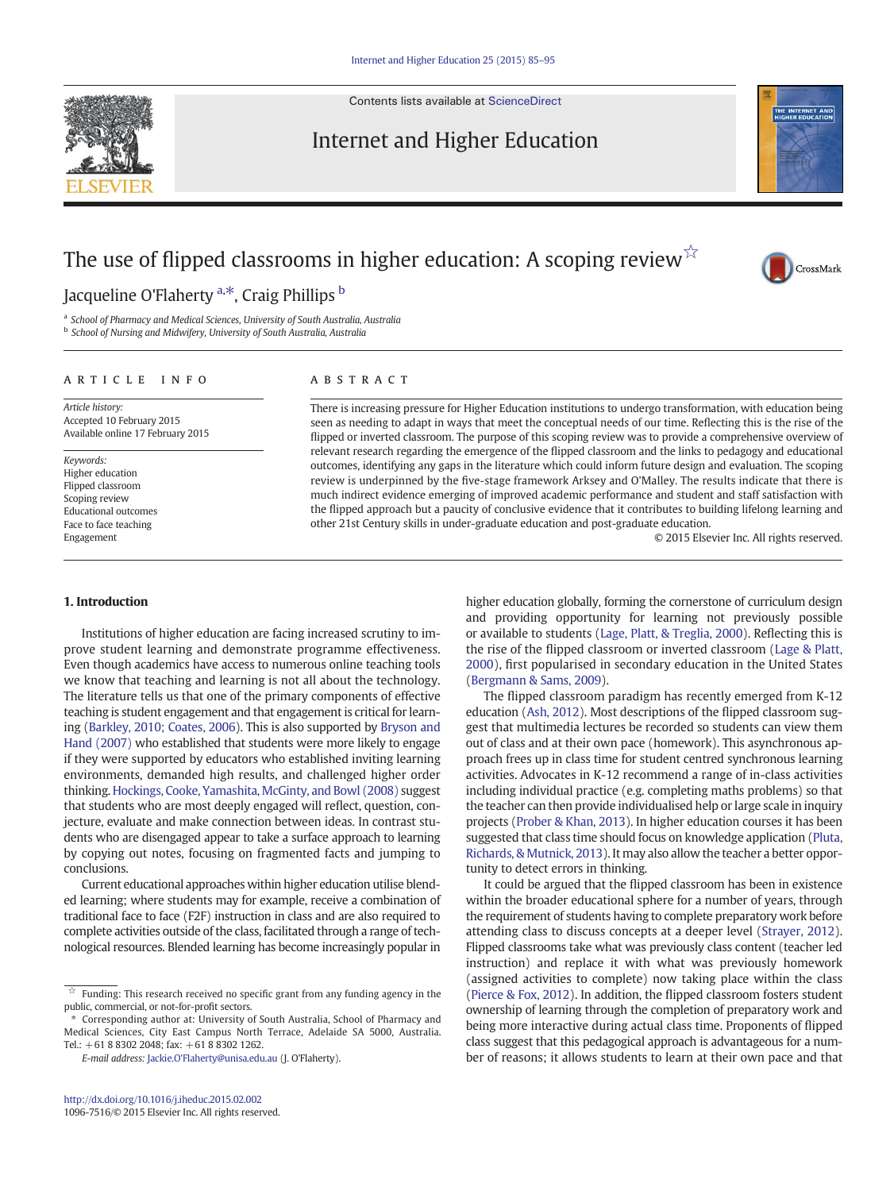# The use of flipped classrooms in higher education: A scoping review☆

Jacqueline O'Flaherty [a],*, Craig Phillips [b]

[a] School of Pharmacy and Medical Sciences, University of South Australia, Australia
[b] School of Nursing and Midwifery, University of South Australia, Australia

## ARTICLE INFO

*Article history:*
Accepted 10 February 2015
Available online 17 February 2015

*Keywords:*
Higher education
Flipped classroom
Scoping review
Educational outcomes
Face to face teaching
Engagement

## ABSTRACT

There is increasing pressure for Higher Education institutions to undergo transformation, with education being seen as needing to adapt in ways that meet the conceptual needs of our time. Reflecting this is the rise of the flipped or inverted classroom. The purpose of this scoping review was to provide a comprehensive overview of relevant research regarding the emergence of the flipped classroom and the links to pedagogy and educational outcomes, identifying any gaps in the literature which could inform future design and evaluation. The scoping review is underpinned by the five-stage framework Arksey and O'Malley. The results indicate that there is much indirect evidence emerging of improved academic performance and student and staff satisfaction with the flipped approach but a paucity of conclusive evidence that it contributes to building lifelong learning and other 21st Century skills in under-graduate education and post-graduate education.

© 2015 Elsevier Inc. All rights reserved.

## 1. Introduction

Institutions of higher education are facing increased scrutiny to improve student learning and demonstrate programme effectiveness. Even though academics have access to numerous online teaching tools we know that teaching and learning is not all about the technology. The literature tells us that one of the primary components of effective teaching is student engagement and that engagement is critical for learning (Barkley, 2010; Coates, 2006). This is also supported by Bryson and Hand (2007) who established that students were more likely to engage if they were supported by educators who established inviting learning environments, demanded high results, and challenged higher order thinking. Hockings, Cooke, Yamashita, McGinty, and Bowl (2008) suggest that students who are most deeply engaged will reflect, question, conjecture, evaluate and make connection between ideas. In contrast students who are disengaged appear to take a surface approach to learning by copying out notes, focusing on fragmented facts and jumping to conclusions.

Current educational approaches within higher education utilise blended learning; where students may for example, receive a combination of traditional face to face (F2F) instruction in class and are also required to complete activities outside of the class, facilitated through a range of technological resources. Blended learning has become increasingly popular in higher education globally, forming the cornerstone of curriculum design and providing opportunity for learning not previously possible or available to students (Lage, Platt, & Treglia, 2000). Reflecting this is the rise of the flipped classroom or inverted classroom (Lage & Platt, 2000), first popularised in secondary education in the United States (Bergmann & Sams, 2009).

The flipped classroom paradigm has recently emerged from K-12 education (Ash, 2012). Most descriptions of the flipped classroom suggest that multimedia lectures be recorded so students can view them out of class and at their own pace (homework). This asynchronous approach frees up in class time for student centred synchronous learning activities. Advocates in K-12 recommend a range of in-class activities including individual practice (e.g. completing maths problems) so that the teacher can then provide individualised help or large scale in inquiry projects (Prober & Khan, 2013). In higher education courses it has been suggested that class time should focus on knowledge application (Pluta, Richards, & Mutnick, 2013). It may also allow the teacher a better opportunity to detect errors in thinking.

It could be argued that the flipped classroom has been in existence within the broader educational sphere for a number of years, through the requirement of students having to complete preparatory work before attending class to discuss concepts at a deeper level (Strayer, 2012). Flipped classrooms take what was previously class content (teacher led instruction) and replace it with what was previously homework (assigned activities to complete) now taking place within the class (Pierce & Fox, 2012). In addition, the flipped classroom fosters student ownership of learning through the completion of preparatory work and being more interactive during actual class time. Proponents of flipped class suggest that this pedagogical approach is advantageous for a number of reasons; it allows students to learn at their own pace and that

☆ Funding: This research received no specific grant from any funding agency in the public, commercial, or not-for-profit sectors.

\* Corresponding author at: University of South Australia, School of Pharmacy and Medical Sciences, City East Campus North Terrace, Adelaide SA 5000, Australia. Tel.: +61 8 8302 2048; fax: +61 8 8302 1262.

*E-mail address:* Jackie.O'Flaherty@unisa.edu.au (J. O'Flaherty).

http://dx.doi.org/10.1016/j.iheduc.2015.02.002
1096-7516/© 2015 Elsevier Inc. All rights reserved.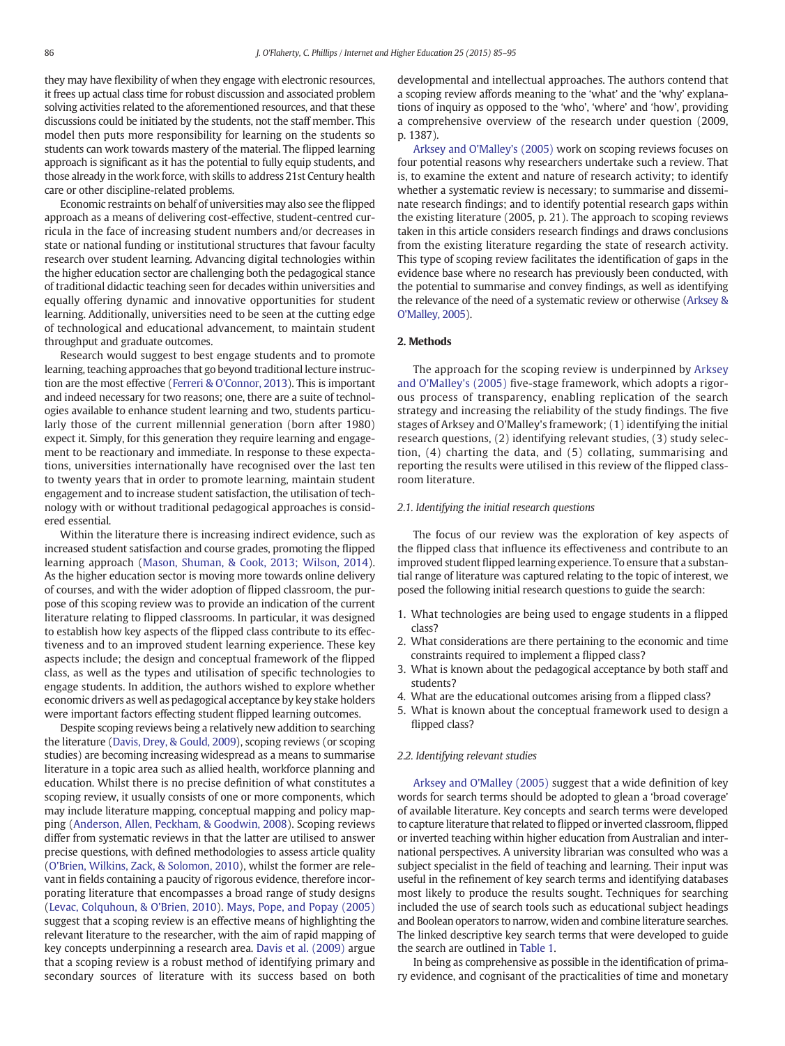they may have flexibility of when they engage with electronic resources, it frees up actual class time for robust discussion and associated problem solving activities related to the aforementioned resources, and that these discussions could be initiated by the students, not the staff member. This model then puts more responsibility for learning on the students so students can work towards mastery of the material. The flipped learning approach is significant as it has the potential to fully equip students, and those already in the work force, with skills to address 21st Century health care or other discipline-related problems.

Economic restraints on behalf of universities may also see the flipped approach as a means of delivering cost-effective, student-centred curricula in the face of increasing student numbers and/or decreases in state or national funding or institutional structures that favour faculty research over student learning. Advancing digital technologies within the higher education sector are challenging both the pedagogical stance of traditional didactic teaching seen for decades within universities and equally offering dynamic and innovative opportunities for student learning. Additionally, universities need to be seen at the cutting edge of technological and educational advancement, to maintain student throughput and graduate outcomes.

Research would suggest to best engage students and to promote learning, teaching approaches that go beyond traditional lecture instruction are the most effective (Ferreri & O'Connor, 2013). This is important and indeed necessary for two reasons; one, there are a suite of technologies available to enhance student learning and two, students particularly those of the current millennial generation (born after 1980) expect it. Simply, for this generation they require learning and engagement to be reactionary and immediate. In response to these expectations, universities internationally have recognised over the last ten to twenty years that in order to promote learning, maintain student engagement and to increase student satisfaction, the utilisation of technology with or without traditional pedagogical approaches is considered essential.

Within the literature there is increasing indirect evidence, such as increased student satisfaction and course grades, promoting the flipped learning approach (Mason, Shuman, & Cook, 2013; Wilson, 2014). As the higher education sector is moving more towards online delivery of courses, and with the wider adoption of flipped classroom, the purpose of this scoping review was to provide an indication of the current literature relating to flipped classrooms. In particular, it was designed to establish how key aspects of the flipped class contribute to its effectiveness and to an improved student learning experience. These key aspects include; the design and conceptual framework of the flipped class, as well as the types and utilisation of specific technologies to engage students. In addition, the authors wished to explore whether economic drivers as well as pedagogical acceptance by key stake holders were important factors effecting student flipped learning outcomes.

Despite scoping reviews being a relatively new addition to searching the literature (Davis, Drey, & Gould, 2009), scoping reviews (or scoping studies) are becoming increasing widespread as a means to summarise literature in a topic area such as allied health, workforce planning and education. Whilst there is no precise definition of what constitutes a scoping review, it usually consists of one or more components, which may include literature mapping, conceptual mapping and policy mapping (Anderson, Allen, Peckham, & Goodwin, 2008). Scoping reviews differ from systematic reviews in that the latter are utilised to answer precise questions, with defined methodologies to assess article quality (O'Brien, Wilkins, Zack, & Solomon, 2010), whilst the former are relevant in fields containing a paucity of rigorous evidence, therefore incorporating literature that encompasses a broad range of study designs (Levac, Colquhoun, & O'Brien, 2010). Mays, Pope, and Popay (2005) suggest that a scoping review is an effective means of highlighting the relevant literature to the researcher, with the aim of rapid mapping of key concepts underpinning a research area. Davis et al. (2009) argue that a scoping review is a robust method of identifying primary and secondary sources of literature with its success based on both developmental and intellectual approaches. The authors contend that a scoping review affords meaning to the 'what' and the 'why' explanations of inquiry as opposed to the 'who', 'where' and 'how', providing a comprehensive overview of the research under question (2009, p. 1387).

Arksey and O'Malley's (2005) work on scoping reviews focuses on four potential reasons why researchers undertake such a review. That is, to examine the extent and nature of research activity; to identify whether a systematic review is necessary; to summarise and disseminate research findings; and to identify potential research gaps within the existing literature (2005, p. 21). The approach to scoping reviews taken in this article considers research findings and draws conclusions from the existing literature regarding the state of research activity. This type of scoping review facilitates the identification of gaps in the evidence base where no research has previously been conducted, with the potential to summarise and convey findings, as well as identifying the relevance of the need of a systematic review or otherwise (Arksey & O'Malley, 2005).

## 2. Methods

The approach for the scoping review is underpinned by Arksey and O'Malley's (2005) five-stage framework, which adopts a rigorous process of transparency, enabling replication of the search strategy and increasing the reliability of the study findings. The five stages of Arksey and O'Malley's framework; (1) identifying the initial research questions, (2) identifying relevant studies, (3) study selection, (4) charting the data, and (5) collating, summarising and reporting the results were utilised in this review of the flipped classroom literature.

### 2.1. Identifying the initial research questions

The focus of our review was the exploration of key aspects of the flipped class that influence its effectiveness and contribute to an improved student flipped learning experience. To ensure that a substantial range of literature was captured relating to the topic of interest, we posed the following initial research questions to guide the search:

1. What technologies are being used to engage students in a flipped class?
2. What considerations are there pertaining to the economic and time constraints required to implement a flipped class?
3. What is known about the pedagogical acceptance by both staff and students?
4. What are the educational outcomes arising from a flipped class?
5. What is known about the conceptual framework used to design a flipped class?

### 2.2. Identifying relevant studies

Arksey and O'Malley (2005) suggest that a wide definition of key words for search terms should be adopted to glean a 'broad coverage' of available literature. Key concepts and search terms were developed to capture literature that related to flipped or inverted classroom, flipped or inverted teaching within higher education from Australian and international perspectives. A university librarian was consulted who was a subject specialist in the field of teaching and learning. Their input was useful in the refinement of key search terms and identifying databases most likely to produce the results sought. Techniques for searching included the use of search tools such as educational subject headings and Boolean operators to narrow, widen and combine literature searches. The linked descriptive key search terms that were developed to guide the search are outlined in Table 1.

In being as comprehensive as possible in the identification of primary evidence, and cognisant of the practicalities of time and monetary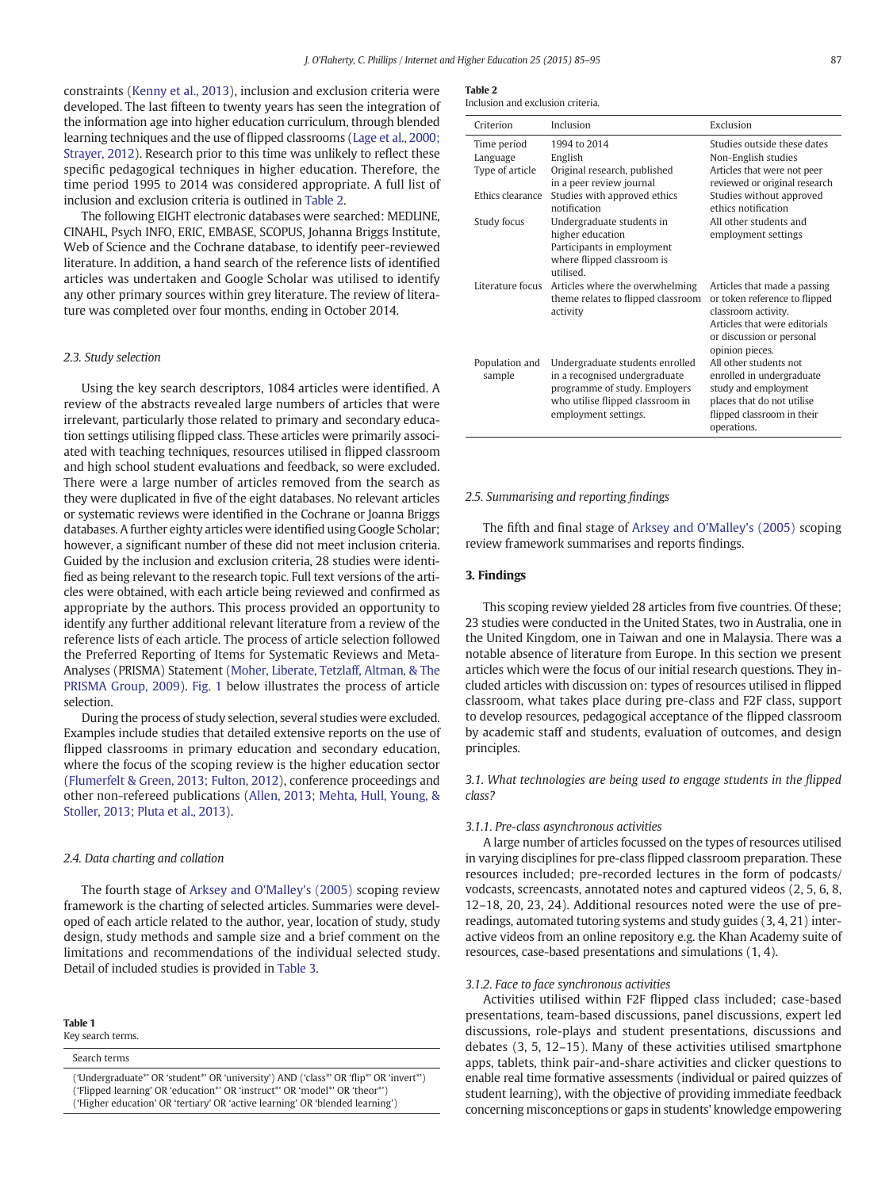constraints (Kenny et al., 2013), inclusion and exclusion criteria were developed. The last fifteen to twenty years has seen the integration of the information age into higher education curriculum, through blended learning techniques and the use of flipped classrooms (Lage et al., 2000; Strayer, 2012). Research prior to this time was unlikely to reflect these specific pedagogical techniques in higher education. Therefore, the time period 1995 to 2014 was considered appropriate. A full list of inclusion and exclusion criteria is outlined in Table 2.

The following EIGHT electronic databases were searched: MEDLINE, CINAHL, Psych INFO, ERIC, EMBASE, SCOPUS, Johanna Briggs Institute, Web of Science and the Cochrane database, to identify peer-reviewed literature. In addition, a hand search of the reference lists of identified articles was undertaken and Google Scholar was utilised to identify any other primary sources within grey literature. The review of literature was completed over four months, ending in October 2014.

### 2.3. Study selection

Using the key search descriptors, 1084 articles were identified. A review of the abstracts revealed large numbers of articles that were irrelevant, particularly those related to primary and secondary education settings utilising flipped class. These articles were primarily associated with teaching techniques, resources utilised in flipped classroom and high school student evaluations and feedback, so were excluded. There were a large number of articles removed from the search as they were duplicated in five of the eight databases. No relevant articles or systematic reviews were identified in the Cochrane or Joanna Briggs databases. A further eighty articles were identified using Google Scholar; however, a significant number of these did not meet inclusion criteria. Guided by the inclusion and exclusion criteria, 28 studies were identified as being relevant to the research topic. Full text versions of the articles were obtained, with each article being reviewed and confirmed as appropriate by the authors. This process provided an opportunity to identify any further additional relevant literature from a review of the reference lists of each article. The process of article selection followed the Preferred Reporting of Items for Systematic Reviews and Meta-Analyses (PRISMA) Statement (Moher, Liberate, Tetzlaff, Altman, & The PRISMA Group, 2009). Fig. 1 below illustrates the process of article selection.

During the process of study selection, several studies were excluded. Examples include studies that detailed extensive reports on the use of flipped classrooms in primary education and secondary education, where the focus of the scoping review is the higher education sector (Flumerfelt & Green, 2013; Fulton, 2012), conference proceedings and other non-refereed publications (Allen, 2013; Mehta, Hull, Young, & Stoller, 2013; Pluta et al., 2013).

### 2.4. Data charting and collation

The fourth stage of Arksey and O'Malley's (2005) scoping review framework is the charting of selected articles. Summaries were developed of each article related to the author, year, location of study, study design, study methods and sample size and a brief comment on the limitations and recommendations of the individual selected study. Detail of included studies is provided in Table 3.

**Table 1**
Key search terms.

| Search terms |
|---|
| ('Undergraduate*' OR 'student*' OR 'university') AND ('class*' OR 'flip*' OR 'invert*') ('Flipped learning' OR 'education*' OR 'instruct*' OR 'model*' OR 'theor*') ('Higher education' OR 'tertiary' OR 'active learning' OR 'blended learning') |

**Table 2**
Inclusion and exclusion criteria.

| Criterion | Inclusion | Exclusion |
|---|---|---|
| Time period | 1994 to 2014 | Studies outside these dates |
| Language | English | Non-English studies |
| Type of article | Original research, published in a peer review journal | Articles that were not peer reviewed or original research |
| Ethics clearance | Studies with approved ethics notification | Studies without approved ethics notification |
| Study focus | Undergraduate students in higher education<br>Participants in employment where flipped classroom is utilised. | All other students and employment settings |
| Literature focus | Articles where the overwhelming theme relates to flipped classroom activity | Articles that made a passing or token reference to flipped classroom activity.<br>Articles that were editorials or discussion or personal opinion pieces. |
| Population and sample | Undergraduate students enrolled in a recognised undergraduate programme of study. Employers who utilise flipped classroom in employment settings. | All other students not enrolled in undergraduate study and employment places that do not utilise flipped classroom in their operations. |

### 2.5. Summarising and reporting findings

The fifth and final stage of Arksey and O'Malley's (2005) scoping review framework summarises and reports findings.

## 3. Findings

This scoping review yielded 28 articles from five countries. Of these; 23 studies were conducted in the United States, two in Australia, one in the United Kingdom, one in Taiwan and one in Malaysia. There was a notable absence of literature from Europe. In this section we present articles which were the focus of our initial research questions. They included articles with discussion on: types of resources utilised in flipped classroom, what takes place during pre-class and F2F class, support to develop resources, pedagogical acceptance of the flipped classroom by academic staff and students, evaluation of outcomes, and design principles.

### 3.1. What technologies are being used to engage students in the flipped class?

#### 3.1.1. Pre-class asynchronous activities

A large number of articles focussed on the types of resources utilised in varying disciplines for pre-class flipped classroom preparation. These resources included; pre-recorded lectures in the form of podcasts/vodcasts, screencasts, annotated notes and captured videos (2, 5, 6, 8, 12–18, 20, 23, 24). Additional resources noted were the use of pre-readings, automated tutoring systems and study guides (3, 4, 21) interactive videos from an online repository e.g. the Khan Academy suite of resources, case-based presentations and simulations (1, 4).

#### 3.1.2. Face to face synchronous activities

Activities utilised within F2F flipped class included; case-based presentations, team-based discussions, panel discussions, expert led discussions, role-plays and student presentations, discussions and debates (3, 5, 12–15). Many of these activities utilised smartphone apps, tablets, think pair-and-share activities and clicker questions to enable real time formative assessments (individual or paired quizzes of student learning), with the objective of providing immediate feedback concerning misconceptions or gaps in students' knowledge empowering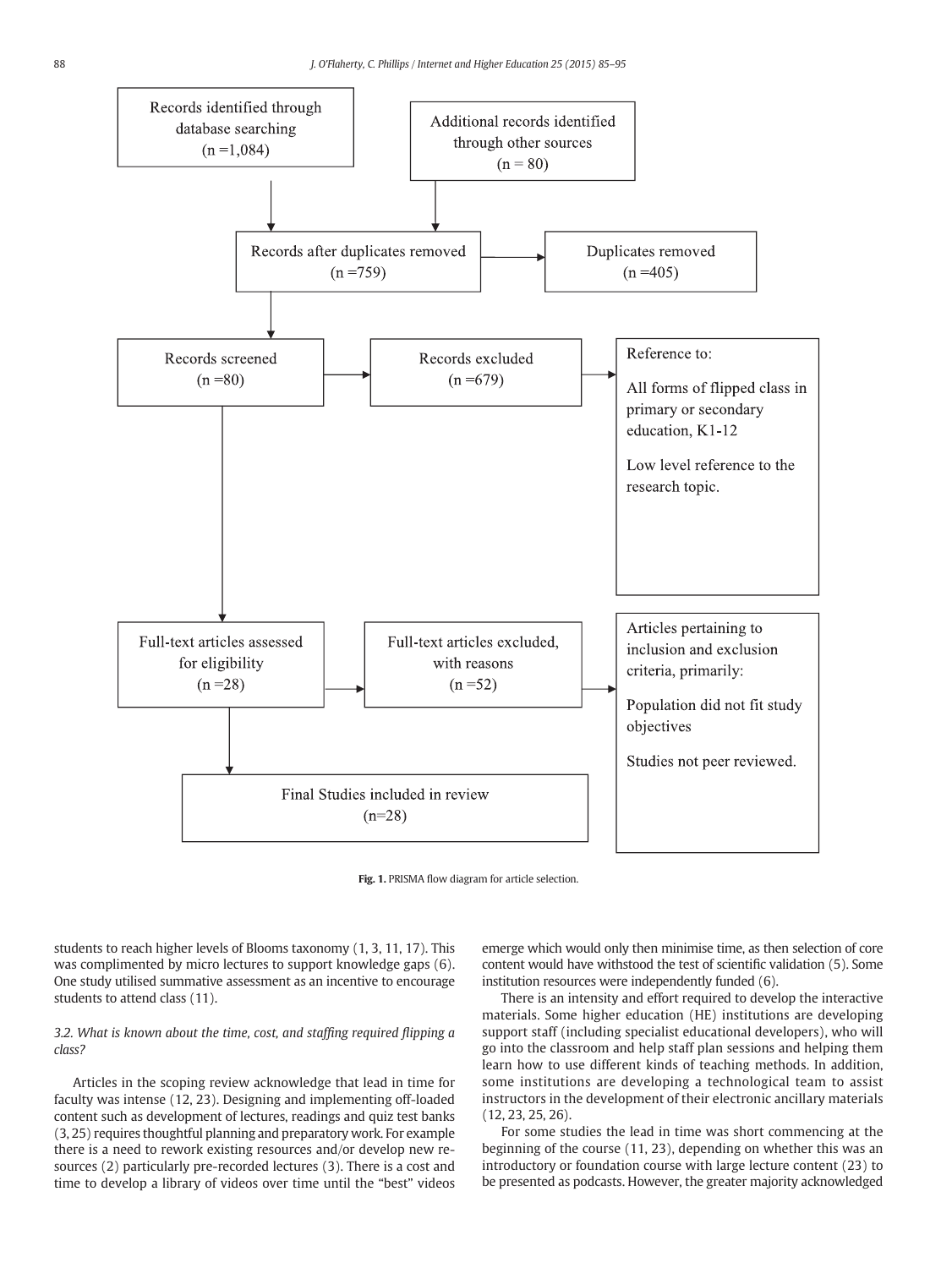Records identified through database searching (n =1,084)

Additional records identified through other sources (n = 80)

Records after duplicates removed (n =759)

Duplicates removed (n =405)

Records screened (n =80)

Records excluded (n =679)

Reference to:

All forms of flipped class in primary or secondary education, K1-12

Low level reference to the research topic.

Full-text articles assessed for eligibility (n =28)

Full-text articles excluded, with reasons (n =52)

Articles pertaining to inclusion and exclusion criteria, primarily:

Population did not fit study objectives

Studies not peer reviewed.

Final Studies included in review (n=28)

**Fig. 1.** PRISMA flow diagram for article selection.

students to reach higher levels of Blooms taxonomy (1, 3, 11, 17). This was complimented by micro lectures to support knowledge gaps (6). One study utilised summative assessment as an incentive to encourage students to attend class (11).

### *3.2. What is known about the time, cost, and staffing required flipping a class?*

Articles in the scoping review acknowledge that lead in time for faculty was intense (12, 23). Designing and implementing off-loaded content such as development of lectures, readings and quiz test banks (3, 25) requires thoughtful planning and preparatory work. For example there is a need to rework existing resources and/or develop new resources (2) particularly pre-recorded lectures (3). There is a cost and time to develop a library of videos over time until the "best" videos emerge which would only then minimise time, as then selection of core content would have withstood the test of scientific validation (5). Some institution resources were independently funded (6).

There is an intensity and effort required to develop the interactive materials. Some higher education (HE) institutions are developing support staff (including specialist educational developers), who will go into the classroom and help staff plan sessions and helping them learn how to use different kinds of teaching methods. In addition, some institutions are developing a technological team to assist instructors in the development of their electronic ancillary materials (12, 23, 25, 26).

For some studies the lead in time was short commencing at the beginning of the course (11, 23), depending on whether this was an introductory or foundation course with large lecture content (23) to be presented as podcasts. However, the greater majority acknowledged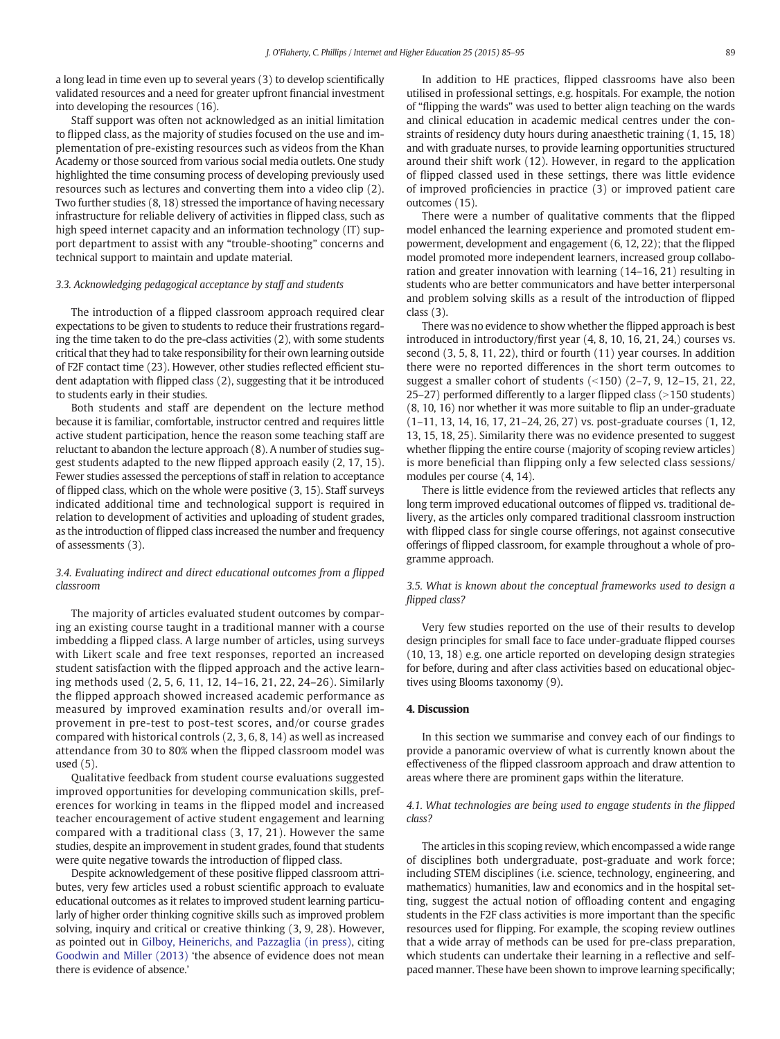a long lead in time even up to several years (3) to develop scientifically validated resources and a need for greater upfront financial investment into developing the resources (16).

Staff support was often not acknowledged as an initial limitation to flipped class, as the majority of studies focused on the use and implementation of pre-existing resources such as videos from the Khan Academy or those sourced from various social media outlets. One study highlighted the time consuming process of developing previously used resources such as lectures and converting them into a video clip (2). Two further studies (8, 18) stressed the importance of having necessary infrastructure for reliable delivery of activities in flipped class, such as high speed internet capacity and an information technology (IT) support department to assist with any "trouble-shooting" concerns and technical support to maintain and update material.

### 3.3. Acknowledging pedagogical acceptance by staff and students

The introduction of a flipped classroom approach required clear expectations to be given to students to reduce their frustrations regarding the time taken to do the pre-class activities (2), with some students critical that they had to take responsibility for their own learning outside of F2F contact time (23). However, other studies reflected efficient student adaptation with flipped class (2), suggesting that it be introduced to students early in their studies.

Both students and staff are dependent on the lecture method because it is familiar, comfortable, instructor centred and requires little active student participation, hence the reason some teaching staff are reluctant to abandon the lecture approach (8). A number of studies suggest students adapted to the new flipped approach easily (2, 17, 15). Fewer studies assessed the perceptions of staff in relation to acceptance of flipped class, which on the whole were positive (3, 15). Staff surveys indicated additional time and technological support is required in relation to development of activities and uploading of student grades, as the introduction of flipped class increased the number and frequency of assessments (3).

### 3.4. Evaluating indirect and direct educational outcomes from a flipped classroom

The majority of articles evaluated student outcomes by comparing an existing course taught in a traditional manner with a course imbedding a flipped class. A large number of articles, using surveys with Likert scale and free text responses, reported an increased student satisfaction with the flipped approach and the active learning methods used (2, 5, 6, 11, 12, 14–16, 21, 22, 24–26). Similarly the flipped approach showed increased academic performance as measured by improved examination results and/or overall improvement in pre-test to post-test scores, and/or course grades compared with historical controls (2, 3, 6, 8, 14) as well as increased attendance from 30 to 80% when the flipped classroom model was used (5).

Qualitative feedback from student course evaluations suggested improved opportunities for developing communication skills, preferences for working in teams in the flipped model and increased teacher encouragement of active student engagement and learning compared with a traditional class (3, 17, 21). However the same studies, despite an improvement in student grades, found that students were quite negative towards the introduction of flipped class.

Despite acknowledgement of these positive flipped classroom attributes, very few articles used a robust scientific approach to evaluate educational outcomes as it relates to improved student learning particularly of higher order thinking cognitive skills such as improved problem solving, inquiry and critical or creative thinking (3, 9, 28). However, as pointed out in Gilboy, Heinerichs, and Pazzaglia (in press), citing Goodwin and Miller (2013) 'the absence of evidence does not mean there is evidence of absence.'

In addition to HE practices, flipped classrooms have also been utilised in professional settings, e.g. hospitals. For example, the notion of "flipping the wards" was used to better align teaching on the wards and clinical education in academic medical centres under the constraints of residency duty hours during anaesthetic training (1, 15, 18) and with graduate nurses, to provide learning opportunities structured around their shift work (12). However, in regard to the application of flipped classed used in these settings, there was little evidence of improved proficiencies in practice (3) or improved patient care outcomes (15).

There were a number of qualitative comments that the flipped model enhanced the learning experience and promoted student empowerment, development and engagement (6, 12, 22); that the flipped model promoted more independent learners, increased group collaboration and greater innovation with learning (14–16, 21) resulting in students who are better communicators and have better interpersonal and problem solving skills as a result of the introduction of flipped class (3).

There was no evidence to show whether the flipped approach is best introduced in introductory/first year (4, 8, 10, 16, 21, 24,) courses vs. second (3, 5, 8, 11, 22), third or fourth (11) year courses. In addition there were no reported differences in the short term outcomes to suggest a smaller cohort of students (<150) (2–7, 9, 12–15, 21, 22, 25–27) performed differently to a larger flipped class (>150 students) (8, 10, 16) nor whether it was more suitable to flip an under-graduate (1–11, 13, 14, 16, 17, 21–24, 26, 27) vs. post-graduate courses (1, 12, 13, 15, 18, 25). Similarity there was no evidence presented to suggest whether flipping the entire course (majority of scoping review articles) is more beneficial than flipping only a few selected class sessions/ modules per course (4, 14).

There is little evidence from the reviewed articles that reflects any long term improved educational outcomes of flipped vs. traditional delivery, as the articles only compared traditional classroom instruction with flipped class for single course offerings, not against consecutive offerings of flipped classroom, for example throughout a whole of programme approach.

### 3.5. What is known about the conceptual frameworks used to design a flipped class?

Very few studies reported on the use of their results to develop design principles for small face to face under-graduate flipped courses (10, 13, 18) e.g. one article reported on developing design strategies for before, during and after class activities based on educational objectives using Blooms taxonomy (9).

## 4. Discussion

In this section we summarise and convey each of our findings to provide a panoramic overview of what is currently known about the effectiveness of the flipped classroom approach and draw attention to areas where there are prominent gaps within the literature.

### 4.1. What technologies are being used to engage students in the flipped class?

The articles in this scoping review, which encompassed a wide range of disciplines both under-graduate, post-graduate and work force; including STEM disciplines (i.e. science, technology, engineering, and mathematics) humanities, law and economics and in the hospital setting, suggest the actual notion of offloading content and engaging students in the F2F class activities is more important than the specific resources used for flipping. For example, the scoping review outlines that a wide array of methods can be used for pre-class preparation, which students can undertake their learning in a reflective and self-paced manner. These have been shown to improve learning specifically;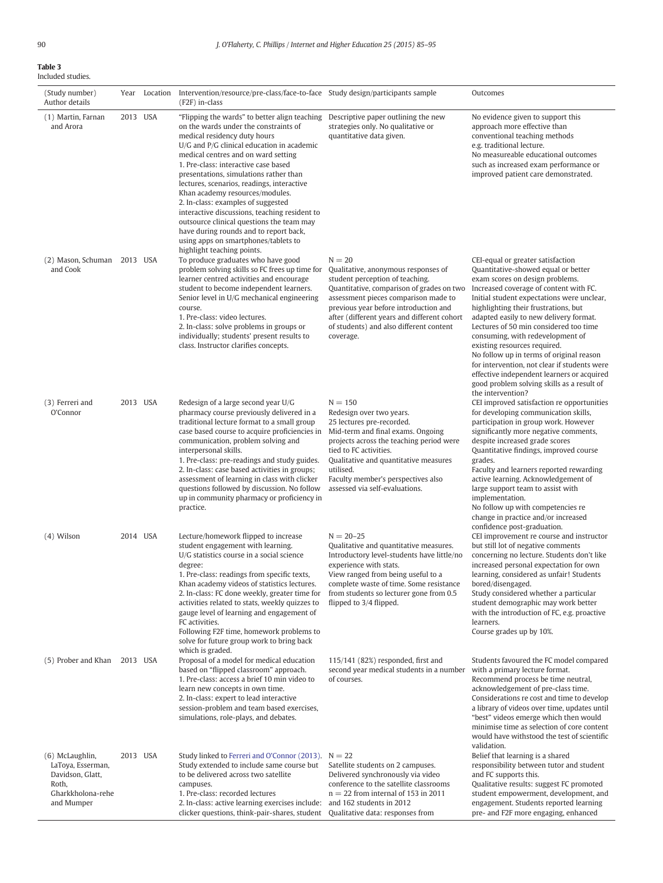**Table 3**
Included studies.

| (Study number) Author details | Year | Location | Intervention/resource/pre-class/face-to-face (F2F) in-class | Study design/participants sample | Outcomes |
|---|---|---|---|---|---|
| (1) Martin, Farnan and Arora | 2013 | USA | "Flipping the wards" to better align teaching on the wards under the constraints of medical residency duty hours<br>U/G and P/G clinical education in academic medical centres and on ward setting<br>1. Pre-class: interactive case based presentations, simulations rather than lectures, scenarios, readings, interactive Khan academy resources/modules.<br>2. In-class: examples of suggested interactive discussions, teaching resident to outsource clinical questions the team may have during rounds and to report back, using apps on smartphones/tablets to highlight teaching points. | Descriptive paper outlining the new strategies only. No qualitative or quantitative data given. | No evidence given to support this approach more effective than conventional teaching methods e.g. traditional lecture.<br>No measureable educational outcomes such as increased exam performance or improved patient care demonstrated. |
| (2) Mason, Schuman and Cook | 2013 | USA | To produce graduates who have good problem solving skills so FC frees up time for learner centred activities and encourage student to become independent learners. Senior level in U/G mechanical engineering course.<br>1. Pre-class: video lectures.<br>2. In-class: solve problems in groups or individually; students' present results to class. Instructor clarifies concepts. | N = 20<br>Qualitative, anonymous responses of student perception of teaching.<br>Quantitative, comparison of grades on two assessment pieces comparison made to previous year before introduction and after (different years and different cohort of students) and also different content coverage. | CEI-equal or greater satisfaction<br>Quantitative-showed equal or better exam scores on design problems.<br>Increased coverage of content with FC.<br>Initial student expectations were unclear, highlighting their frustrations, but adapted easily to new delivery format.<br>Lectures of 50 min considered too time consuming, with redevelopment of existing resources required.<br>No follow up in terms of original reason for intervention, not clear if students were effective independent learners or acquired good problem solving skills as a result of the intervention? |
| (3) Ferreri and O'Connor | 2013 | USA | Redesign of a large second year U/G pharmacy course previously delivered in a traditional lecture format to a small group case based course to acquire proficiencies in communication, problem solving and interpersonal skills.<br>1. Pre-class: pre-readings and study guides.<br>2. In-class: case based activities in groups; assessment of learning in class with clicker questions followed by discussion. No follow up in community pharmacy or proficiency in practice. | N = 150<br>Redesign over two years.<br>25 lectures pre-recorded.<br>Mid-term and final exams. Ongoing projects across the teaching period were tied to FC activities.<br>Qualitative and quantitative measures utilised.<br>Faculty member's perspectives also assessed via self-evaluations. | CEI improved satisfaction re opportunities for developing communication skills, participation in group work. However significantly more negative comments, despite increased grade scores<br>Quantitative findings, improved course grades.<br>Faculty and learners reported rewarding active learning. Acknowledgement of large support team to assist with implementation.<br>No follow up with competencies re change in practice and/or increased confidence post-graduation. |
| (4) Wilson | 2014 | USA | Lecture/homework flipped to increase student engagement with learning.<br>U/G statistics course in a social science degree:<br>1. Pre-class: readings from specific texts, Khan academy videos of statistics lectures.<br>2. In-class: FC done weekly, greater time for activities related to stats, weekly quizzes to gauge level of learning and engagement of FC activities.<br>Following F2F time, homework problems to solve for future group work to bring back which is graded. | N = 20–25<br>Qualitative and quantitative measures.<br>Introductory level-students have little/no experience with stats.<br>View ranged from being useful to a complete waste of time. Some resistance from students so lecturer gone from 0.5 flipped to 3/4 flipped. | CEI improvement re course and instructor but still lot of negative comments concerning no lecture. Students don't like increased personal expectation for own learning, considered as unfair! Students bored/disengaged.<br>Study considered whether a particular student demographic may work better with the introduction of FC, e.g. proactive learners.<br>Course grades up by 10%. |
| (5) Prober and Khan | 2013 | USA | Proposal of a model for medical education based on "flipped classroom" approach.<br>1. Pre-class: access a brief 10 min video to learn new concepts in own time.<br>2. In-class: expert to lead interactive session-problem and team based exercises, simulations, role-plays, and debates. | 115/141 (82%) responded, first and second year medical students in a number of courses. | Students favoured the FC model compared with a primary lecture format.<br>Recommend process be time neutral, acknowledgement of pre-class time.<br>Considerations re cost and time to develop a library of videos over time, updates until "best" videos emerge which then would minimise time as selection of core content would have withstood the test of scientific validation. |
| (6) McLaughlin, LaToya, Esserman, Davidson, Glatt, Roth, Gharkkholona-rehe and Mumper | 2013 | USA | Study linked to Ferreri and O'Connor (2013). Study extended to include same course but to be delivered across two satellite campuses.<br>1. Pre-class: recorded lectures<br>2. In-class: active learning exercises include: clicker questions, think-pair-shares, student | N = 22<br>Satellite students on 2 campuses.<br>Delivered synchronously via video conference to the satellite classrooms<br>n = 22 from internal of 153 in 2011 and 162 students in 2012<br>Qualitative data: responses from | Belief that learning is a shared responsibility between tutor and student and FC supports this.<br>Qualitative results: suggest FC promoted student empowerment, development, and engagement. Students reported learning pre- and F2F more engaging, enhanced |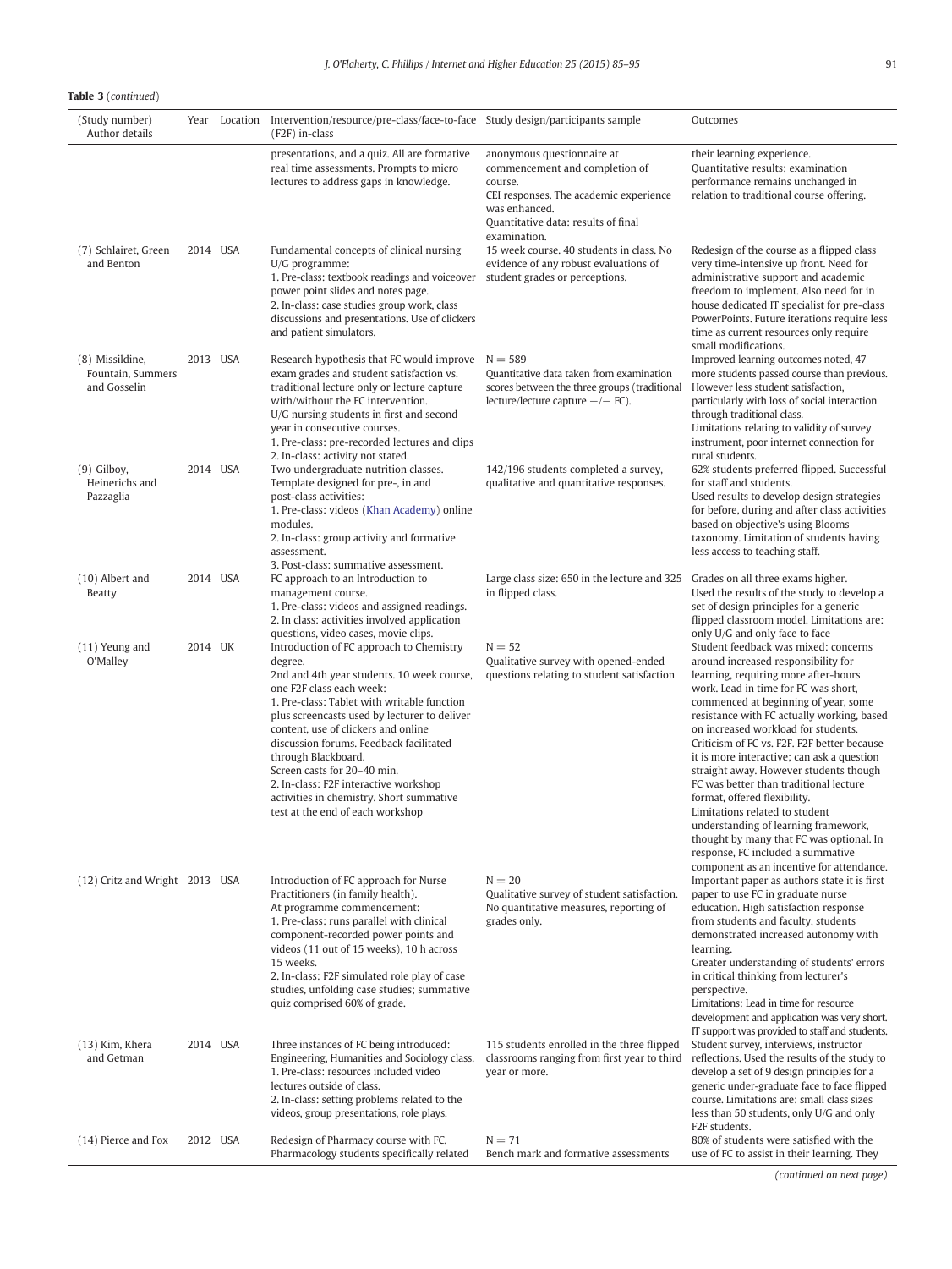**Table 3** (*continued*)

| (Study number) Author details | Year | Location | Intervention/resource/pre-class/face-to-face (F2F) in-class | Study design/participants sample | Outcomes |
|---|---|---|---|---|---|
| | | | presentations, and a quiz. All are formative real time assessments. Prompts to micro lectures to address gaps in knowledge. | anonymous questionnaire at commencement and completion of course. CEI responses. The academic experience was enhanced. Quantitative data: results of final examination. | their learning experience. Quantitative results: examination performance remains unchanged in relation to traditional course offering. |
| (7) Schlairet, Green and Benton | 2014 | USA | Fundamental concepts of clinical nursing U/G programme: 1. Pre-class: textbook readings and voiceover power point slides and notes page. 2. In-class: case studies group work, class discussions and presentations. Use of clickers and patient simulators. | 15 week course. 40 students in class. No evidence of any robust evaluations of student grades or perceptions. | Redesign of the course as a flipped class very time-intensive up front. Need for administrative support and academic freedom to implement. Also need for in house dedicated IT specialist for pre-class PowerPoints. Future iterations require less time as current resources only require small modifications. |
| (8) Missildine, Fountain, Summers and Gosselin | 2013 | USA | Research hypothesis that FC would improve exam grades and student satisfaction vs. traditional lecture only or lecture capture with/without the FC intervention. U/G nursing students in first and second year in consecutive courses. 1. Pre-class: pre-recorded lectures and clips 2. In-class: activity not stated. | N = 589 Quantitative data taken from examination scores between the three groups (traditional lecture/lecture capture +/− FC). | Improved learning outcomes noted, 47 more students passed course than previous. However less student satisfaction, particularly with loss of social interaction through traditional class. Limitations relating to validity of survey instrument, poor internet connection for rural students. |
| (9) Gilboy, Heinerichs and Pazzaglia | 2014 | USA | Two undergraduate nutrition classes. Template designed for pre-, in and post-class activities: 1. Pre-class: videos (Khan Academy) online modules. 2. In-class: group activity and formative assessment. 3. Post-class: summative assessment. | 142/196 students completed a survey, qualitative and quantitative responses. | 62% students preferred flipped. Successful for staff and students. Used results to develop design strategies for before, during and after class activities based on objective's using Blooms taxonomy. Limitation of students having less access to teaching staff. |
| (10) Albert and Beatty | 2014 | USA | FC approach to an Introduction to management course. 1. Pre-class: videos and assigned readings. 2. In class: activities involved application questions, video cases, movie clips. | Large class size: 650 in the lecture and 325 in flipped class. | Grades on all three exams higher. Used the results of the study to develop a set of design principles for a generic flipped classroom model. Limitations are: only U/G and only face to face |
| (11) Yeung and O'Malley | 2014 | UK | Introduction of FC approach to Chemistry degree. 2nd and 4th year students. 10 week course, one F2F class each week: 1. Pre-class: Tablet with writable function plus screencasts used by lecturer to deliver content, use of clickers and online discussion forums. Feedback facilitated through Blackboard. Screen casts for 20–40 min. 2. In-class: F2F interactive workshop activities in chemistry. Short summative test at the end of each workshop | N = 52 Qualitative survey with opened-ended questions relating to student satisfaction | Student feedback was mixed: concerns around increased responsibility for learning, requiring more after-hours work. Lead in time for FC was short, commenced at beginning of year, some resistance with FC actually working, based on increased workload for students. Criticism of FC vs. F2F. F2F better because it is more interactive; can ask a question straight away. However students though FC was better than traditional lecture format, offered flexibility. Limitations related to student understanding of learning framework, thought by many that FC was optional. In response, FC included a summative component as an incentive for attendance. |
| (12) Critz and Wright | 2013 | USA | Introduction of FC approach for Nurse Practitioners (in family health). At programme commencement: 1. Pre-class: runs parallel with clinical component-recorded power points and videos (11 out of 15 weeks), 10 h across 15 weeks. 2. In-class: F2F simulated role play of case studies, unfolding case studies; summative quiz comprised 60% of grade. | N = 20 Qualitative survey of student satisfaction. No quantitative measures, reporting of grades only. | Important paper as authors state it is first paper to use FC in graduate nurse education. High satisfaction response from students and faculty, students demonstrated increased autonomy with learning. Greater understanding of students' errors in critical thinking from lecturer's perspective. Limitations: Lead in time for resource development and application was very short. IT support was provided to staff and students. |
| (13) Kim, Khera and Getman | 2014 | USA | Three instances of FC being introduced: Engineering, Humanities and Sociology class. 1. Pre-class: resources included video lectures outside of class. 2. In-class: setting problems related to the videos, group presentations, role plays. | 115 students enrolled in the three flipped classrooms ranging from first year to third year or more. | Student survey, interviews, instructor reflections. Used the results of the study to develop a set of 9 design principles for a generic under-graduate face to face flipped course. Limitations are: small class sizes less than 50 students, only U/G and only F2F students. |
| (14) Pierce and Fox | 2012 | USA | Redesign of Pharmacy course with FC. Pharmacology students specifically related | N = 71 Bench mark and formative assessments | 80% of students were satisfied with the use of FC to assist in their learning. They |

(*continued on next page*)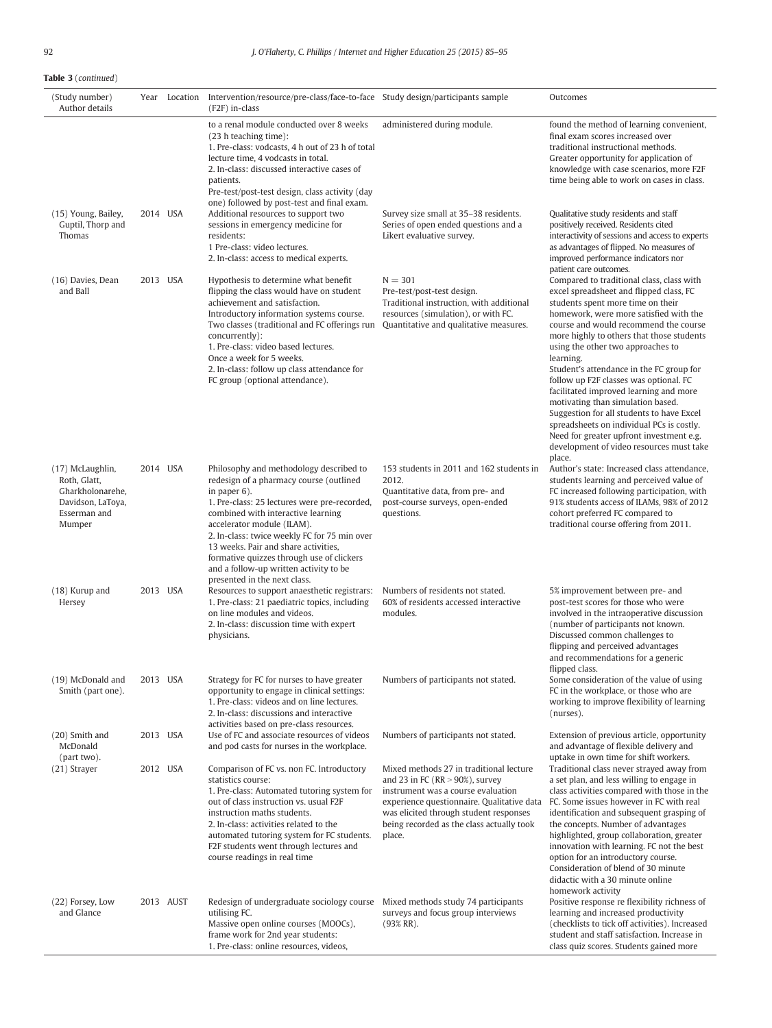**Table 3** (*continued*)

| (Study number) Author details | Year | Location | Intervention/resource/pre-class/face-to-face (F2F) in-class | Study design/participants sample | Outcomes |
|---|---|---|---|---|---|
| | | | to a renal module conducted over 8 weeks (23 h teaching time): 1. Pre-class: vodcasts, 4 h out of 23 h of total lecture time, 4 vodcasts in total. 2. In-class: discussed interactive cases of patients. Pre-test/post-test design, class activity (day one) followed by post-test and final exam. | administered during module. | found the method of learning convenient, final exam scores increased over traditional instructional methods. Greater opportunity for application of knowledge with case scenarios, more F2F time being able to work on cases in class. |
| (15) Young, Bailey, Guptil, Thorp and Thomas | 2014 | USA | Additional resources to support two sessions in emergency medicine for residents: 1 Pre-class: video lectures. 2. In-class: access to medical experts. | Survey size small at 35–38 residents. Series of open ended questions and a Likert evaluative survey. | Qualitative study residents and staff positively received. Residents cited interactivity of sessions and access to experts as advantages of flipped. No measures of improved performance indicators nor patient care outcomes. |
| (16) Davies, Dean and Ball | 2013 | USA | Hypothesis to determine what benefit flipping the class would have on student achievement and satisfaction. Introductory information systems course. Two classes (traditional and FC offerings run concurrently): 1. Pre-class: video based lectures. Once a week for 5 weeks. 2. In-class: follow up class attendance for FC group (optional attendance). | $N = 301$ Pre-test/post-test design. Traditional instruction, with additional resources (simulation), or with FC. Quantitative and qualitative measures. | Compared to traditional class, class with excel spreadsheet and flipped class, FC students spent more time on their homework, were more satisfied with the course and would recommend the course more highly to others that those students using the other two approaches to learning. Student's attendance in the FC group for follow up F2F classes was optional. FC facilitated improved learning and more motivating than simulation based. Suggestion for all students to have Excel spreadsheets on individual PCs is costly. Need for greater upfront investment e.g. development of video resources must take place. |
| (17) McLaughlin, Roth, Glatt, Gharkholonarehe, Davidson, LaToya, Esserman and Mumper | 2014 | USA | Philosophy and methodology described to redesign of a pharmacy course (outlined in paper 6). 1. Pre-class: 25 lectures were pre-recorded, combined with interactive learning accelerator module (ILAM). 2. In-class: twice weekly FC for 75 min over 13 weeks. Pair and share activities, formative quizzes through use of clickers and a follow-up written activity to be presented in the next class. | 153 students in 2011 and 162 students in 2012. Quantitative data, from pre- and post-course surveys, open-ended questions. | Author's state: Increased class attendance, students learning and perceived value of FC increased following participation, with 91% students access of ILAMs, 98% of 2012 cohort preferred FC compared to traditional course offering from 2011. |
| (18) Kurup and Hersey | 2013 | USA | Resources to support anaesthetic registrars: 1. Pre-class: 21 paediatric topics, including on line modules and videos. 2. In-class: discussion time with expert physicians. | Numbers of residents not stated. 60% of residents accessed interactive modules. | 5% improvement between pre- and post-test scores for those who were involved in the intraoperative discussion (number of participants not known. Discussed common challenges to flipping and perceived advantages and recommendations for a generic flipped class. |
| (19) McDonald and Smith (part one). | 2013 | USA | Strategy for FC for nurses to have greater opportunity to engage in clinical settings: 1. Pre-class: videos and on line lectures. 2. In-class: discussions and interactive activities based on pre-class resources. | Numbers of participants not stated. | Some consideration of the value of using FC in the workplace, or those who are working to improve flexibility of learning (nurses). |
| (20) Smith and McDonald (part two). | 2013 | USA | Use of FC and associate resources of videos and pod casts for nurses in the workplace. | Numbers of participants not stated. | Extension of previous article, opportunity and advantage of flexible delivery and uptake in own time for shift workers. |
| (21) Strayer | 2012 | USA | Comparison of FC vs. non FC. Introductory statistics course: 1. Pre-class: Automated tutoring system for out of class instruction vs. usual F2F instruction maths students. 2. In-class: activities related to the automated tutoring system for FC students. F2F students went through lectures and course readings in real time | Mixed methods 27 in traditional lecture and 23 in FC (RR > 90%), survey instrument was a course evaluation experience questionnaire. Qualitative data was elicited through student responses being recorded as the class actually took place. | Traditional class never strayed away from a set plan, and less willing to engage in class activities compared with those in the FC. Some issues however in FC with real identification and subsequent grasping of the concepts. Number of advantages highlighted, group collaboration, greater innovation with learning. FC not the best option for an introductory course. Consideration of blend of 30 minute didactic with a 30 minute online homework activity |
| (22) Forsey, Low and Glance | 2013 | AUST | Redesign of undergraduate sociology course utilising FC. Massive open online courses (MOOCs), frame work for 2nd year students: 1. Pre-class: online resources, videos, | Mixed methods study 74 participants surveys and focus group interviews (93% RR). | Positive response re flexibility richness of learning and increased productivity (checklists to tick off activities). Increased student and staff satisfaction. Increase in class quiz scores. Students gained more |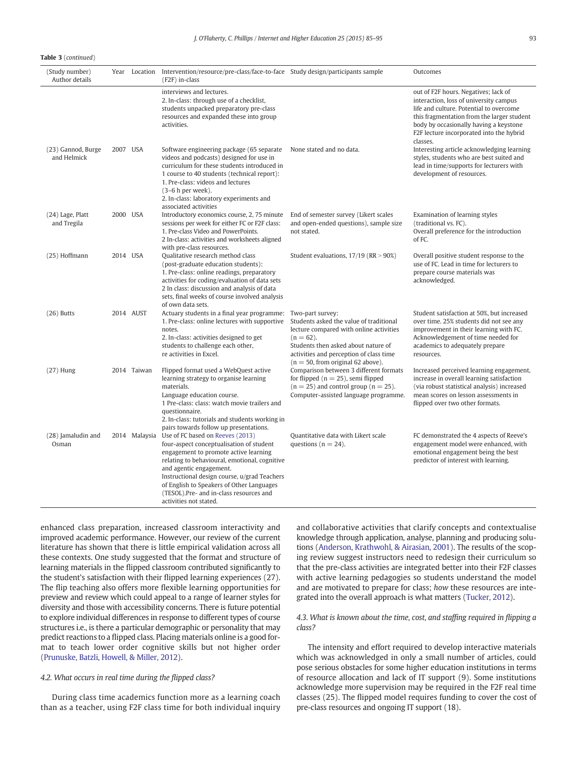**Table 3** (*continued*)

| (Study number) Author details | Year | Location | Intervention/resource/pre-class/face-to-face (F2F) in-class | Study design/participants sample | Outcomes |
|---|---|---|---|---|---|
| | | | interviews and lectures. 2. In-class: through use of a checklist, students unpacked preparatory pre-class resources and expanded these into group activities. | | out of F2F hours. Negatives; lack of interaction, loss of university campus life and culture. Potential to overcome this fragmentation from the larger student body by occasionally having a keystone F2F lecture incorporated into the hybrid classes. |
| (23) Gannod, Burge and Helmick | 2007 | USA | Software engineering package (65 separate videos and podcasts) designed for use in curriculum for these students introduced in 1 course to 40 students (technical report): 1. Pre-class: videos and lectures (3–6 h per week). 2. In-class: laboratory experiments and associated activities | None stated and no data. | Interesting article acknowledging learning styles, students who are best suited and lead in time/supports for lecturers with development of resources. |
| (24) Lage, Platt and Tregila | 2000 | USA | Introductory economics course, 2, 75 minute sessions per week for either FC or F2F class: 1. Pre-class Video and PowerPoints. 2 In-class: activities and worksheets aligned with pre-class resources. | End of semester survey (Likert scales and open-ended questions), sample size not stated. | Examination of learning styles (traditional vs. FC). Overall preference for the introduction of FC. |
| (25) Hoffmann | 2014 | USA | Qualitative research method class (post-graduate education students): 1. Pre-class: online readings, preparatory activities for coding/evaluation of data sets 2 In class: discussion and analysis of data sets, final weeks of course involved analysis of own data sets. | Student evaluations, 17/19 (RR > 90%) | Overall positive student response to the use of FC. Lead in time for lecturers to prepare course materials was acknowledged. |
| (26) Butts | 2014 | AUST | Actuary students in a final year programme: 1. Pre-class: online lectures with supportive notes. 2. In-class: activities designed to get students to challenge each other, re activities in Excel. | Two-part survey: Students asked the value of traditional lecture compared with online activities (n = 62). Students then asked about nature of activities and perception of class time (n = 50, from original 62 above). | Student satisfaction at 50%, but increased over time. 25% students did not see any improvement in their learning with FC. Acknowledgement of time needed for academics to adequately prepare resources. |
| (27) Hung | 2014 | Taiwan | Flipped format used a WebQuest active learning strategy to organise learning materials. Language education course. 1 Pre-class: class: watch movie trailers and questionnaire. 2. In-class: tutorials and students working in pairs towards follow up presentations. | Comparison between 3 different formats for flipped (n = 25), semi flipped (n = 25) and control group (n = 25). Computer-assisted language programme. | Increased perceived learning engagement, increase in overall learning satisfaction (via robust statistical analysis) increased mean scores on lesson assessments in flipped over two other formats. |
| (28) Jamaludin and Osman | 2014 | Malaysia | Use of FC based on Reeves (2013) four-aspect conceptualisation of student engagement to promote active learning relating to behavioural, emotional, cognitive and agentic engagement. Instructional design course, u/grad Teachers of English to Speakers of Other Languages (TESOL).Pre- and in-class resources and activities not stated. | Quantitative data with Likert scale questions (n = 24). | FC demonstrated the 4 aspects of Reeve's engagement model were enhanced, with emotional engagement being the best predictor of interest with learning. |

enhanced class preparation, increased classroom interactivity and improved academic performance. However, our review of the current literature has shown that there is little empirical validation across all these contexts. One study suggested that the format and structure of learning materials in the flipped classroom contributed significantly to the student's satisfaction with their flipped learning experiences (27). The flip teaching also offers more flexible learning opportunities for preview and review which could appeal to a range of learner styles for diversity and those with accessibility concerns. There is future potential to explore individual differences in response to different types of course structures i.e., is there a particular demographic or personality that may predict reactions to a flipped class. Placing materials online is a good format to teach lower order cognitive skills but not higher order (Prunuske, Batzli, Howell, & Miller, 2012).

### 4.2. What occurs in real time during the flipped class?

During class time academics function more as a learning coach than as a teacher, using F2F class time for both individual inquiry and collaborative activities that clarify concepts and contextualise knowledge through application, analyse, planning and producing solutions (Anderson, Krathwohl, & Airasian, 2001). The results of the scoping review suggest instructors need to redesign their curriculum so that the pre-class activities are integrated better into their F2F classes with active learning pedagogies so students understand the model and are motivated to prepare for class; *how* these resources are integrated into the overall approach is what matters (Tucker, 2012).

### 4.3. What is known about the time, cost, and staffing required in flipping a class?

The intensity and effort required to develop interactive materials which was acknowledged in only a small number of articles, could pose serious obstacles for some higher education institutions in terms of resource allocation and lack of IT support (9). Some institutions acknowledge more supervision may be required in the F2F real time classes (25). The flipped model requires funding to cover the cost of pre-class resources and ongoing IT support (18).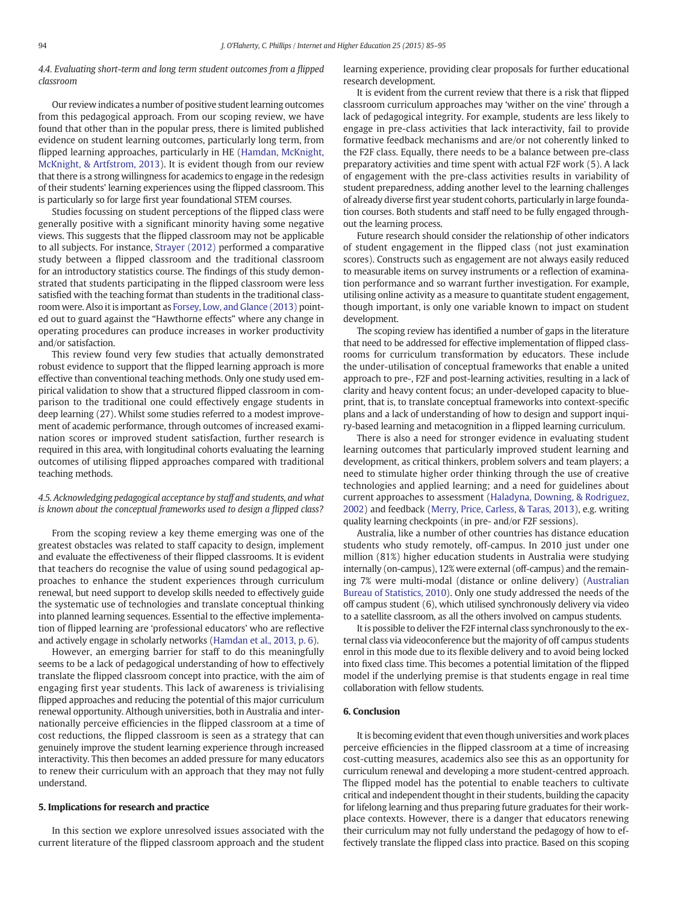### 4.4. Evaluating short-term and long term student outcomes from a flipped classroom

Our review indicates a number of positive student learning outcomes from this pedagogical approach. From our scoping review, we have found that other than in the popular press, there is limited published evidence on student learning outcomes, particularly long term, from flipped learning approaches, particularly in HE (Hamdan, McKnight, McKnight, & Artfstrom, 2013). It is evident though from our review that there is a strong willingness for academics to engage in the redesign of their students' learning experiences using the flipped classroom. This is particularly so for large first year foundational STEM courses.

Studies focussing on student perceptions of the flipped class were generally positive with a significant minority having some negative views. This suggests that the flipped classroom may not be applicable to all subjects. For instance, Strayer (2012) performed a comparative study between a flipped classroom and the traditional classroom for an introductory statistics course. The findings of this study demonstrated that students participating in the flipped classroom were less satisfied with the teaching format than students in the traditional classroom were. Also it is important as Forsey, Low, and Glance (2013) pointed out to guard against the "Hawthorne effects" where any change in operating procedures can produce increases in worker productivity and/or satisfaction.

This review found very few studies that actually demonstrated robust evidence to support that the flipped learning approach is more effective than conventional teaching methods. Only one study used empirical validation to show that a structured flipped classroom in comparison to the traditional one could effectively engage students in deep learning (27). Whilst some studies referred to a modest improvement of academic performance, through outcomes of increased examination scores or improved student satisfaction, further research is required in this area, with longitudinal cohorts evaluating the learning outcomes of utilising flipped approaches compared with traditional teaching methods.

### 4.5. Acknowledging pedagogical acceptance by staff and students, and what is known about the conceptual frameworks used to design a flipped class?

From the scoping review a key theme emerging was one of the greatest obstacles was related to staff capacity to design, implement and evaluate the effectiveness of their flipped classrooms. It is evident that teachers do recognise the value of using sound pedagogical approaches to enhance the student experiences through curriculum renewal, but need support to develop skills needed to effectively guide the systematic use of technologies and translate conceptual thinking into planned learning sequences. Essential to the effective implementation of flipped learning are 'professional educators' who are reflective and actively engage in scholarly networks (Hamdan et al., 2013, p. 6).

However, an emerging barrier for staff to do this meaningfully seems to be a lack of pedagogical understanding of how to effectively translate the flipped classroom concept into practice, with the aim of engaging first year students. This lack of awareness is trivialising flipped approaches and reducing the potential of this major curriculum renewal opportunity. Although universities, both in Australia and internationally perceive efficiencies in the flipped classroom at a time of cost reductions, the flipped classroom is seen as a strategy that can genuinely improve the student learning experience through increased interactivity. This then becomes an added pressure for many educators to renew their curriculum with an approach that they may not fully understand.

## 5. Implications for research and practice

In this section we explore unresolved issues associated with the current literature of the flipped classroom approach and the student learning experience, providing clear proposals for further educational research development.

It is evident from the current review that there is a risk that flipped classroom curriculum approaches may 'wither on the vine' through a lack of pedagogical integrity. For example, students are less likely to engage in pre-class activities that lack interactivity, fail to provide formative feedback mechanisms and are/or not coherently linked to the F2F class. Equally, there needs to be a balance between pre-class preparatory activities and time spent with actual F2F work (5). A lack of engagement with the pre-class activities results in variability of student preparedness, adding another level to the learning challenges of already diverse first year student cohorts, particularly in large foundation courses. Both students and staff need to be fully engaged throughout the learning process.

Future research should consider the relationship of other indicators of student engagement in the flipped class (not just examination scores). Constructs such as engagement are not always easily reduced to measurable items on survey instruments or a reflection of examination performance and so warrant further investigation. For example, utilising online activity as a measure to quantitate student engagement, though important, is only one variable known to impact on student development.

The scoping review has identified a number of gaps in the literature that need to be addressed for effective implementation of flipped classrooms for curriculum transformation by educators. These include the under-utilisation of conceptual frameworks that enable a united approach to pre-, F2F and post-learning activities, resulting in a lack of clarity and heavy content focus; an under-developed capacity to blueprint, that is, to translate conceptual frameworks into context-specific plans and a lack of understanding of how to design and support inquiry-based learning and metacognition in a flipped learning curriculum.

There is also a need for stronger evidence in evaluating student learning outcomes that particularly improved student learning and development, as critical thinkers, problem solvers and team players; a need to stimulate higher order thinking through the use of creative technologies and applied learning; and a need for guidelines about current approaches to assessment (Haladyna, Downing, & Rodriguez, 2002) and feedback (Merry, Price, Carless, & Taras, 2013), e.g. writing quality learning checkpoints (in pre- and/or F2F sessions).

Australia, like a number of other countries has distance education students who study remotely, off-campus. In 2010 just under one million (81%) higher education students in Australia were studying internally (on-campus), 12% were external (off-campus) and the remaining 7% were multi-modal (distance or online delivery) (Australian Bureau of Statistics, 2010). Only one study addressed the needs of the off campus student (6), which utilised synchronously delivery via video to a satellite classroom, as all the others involved on campus students.

It is possible to deliver the F2F internal class synchronously to the external class via videoconference but the majority of off campus students enrol in this mode due to its flexible delivery and to avoid being locked into fixed class time. This becomes a potential limitation of the flipped model if the underlying premise is that students engage in real time collaboration with fellow students.

## 6. Conclusion

It is becoming evident that even though universities and work places perceive efficiencies in the flipped classroom at a time of increasing cost-cutting measures, academics also see this as an opportunity for curriculum renewal and developing a more student-centred approach. The flipped model has the potential to enable teachers to cultivate critical and independent thought in their students, building the capacity for lifelong learning and thus preparing future graduates for their workplace contexts. However, there is a danger that educators renewing their curriculum may not fully understand the pedagogy of how to effectively translate the flipped class into practice. Based on this scoping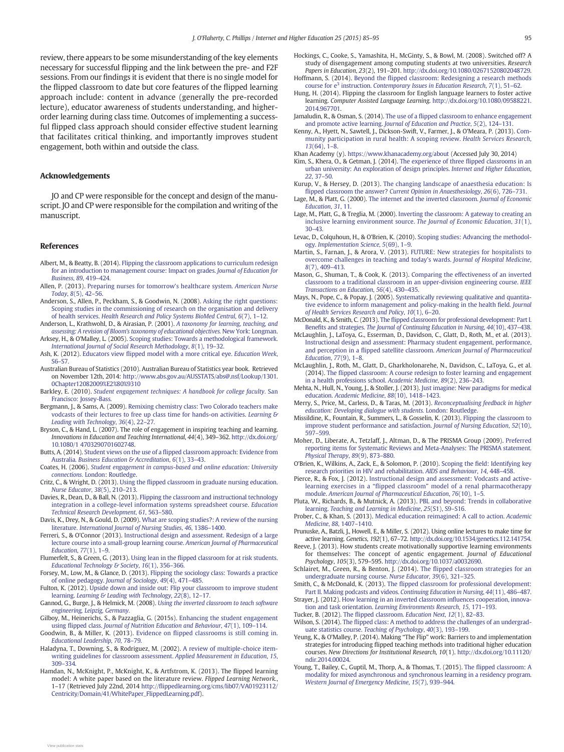review, there appears to be some misunderstanding of the key elements necessary for successful flipping and the link between the pre- and F2F sessions. From our findings it is evident that there is no single model for the flipped classroom to date but core features of the flipped learning approach include: content in advance (generally the pre-recorded lecture), educator awareness of students understanding, and higher-order learning during class time. Outcomes of implementing a successful flipped class approach should consider effective student learning that facilitates critical thinking, and importantly improves student engagement, both within and outside the class.

## Acknowledgements

JO and CP were responsible for the concept and design of the manuscript. JO and CP were responsible for the compilation and writing of the manuscript.

## References

Albert, M., & Beatty, B. (2014). Flipping the classroom applications to curriculum redesign for an introduction to management course: Impact on grades. *Journal of Education for Business*, *89*, 419–424.

Allen, P. (2013). Preparing nurses for tomorrow's healthcare system. *American Nurse Today*, *8*(5), 42–56.

Anderson, S., Allen, P., Peckham, S., & Goodwin, N. (2008). Asking the right questions: Scoping studies in the commissioning of research on the organisation and delivery of health services. *Health Research and Policy Systems BioMed Central*, *6*(7), 1–12.

Anderson, L., Krathwohl, D., & Airasian, P. (2001). *A taxonomy for learning, teaching, and assessing: A revision of Bloom's taxonomy of educational objectives*. New York: Longman.

Arksey, H., & O'Malley, L. (2005). Scoping studies: Towards a methodological framework. *International Journal of Social Research Methodology*, *8*(1), 19–32.

Ash, K. (2012). Educators view flipped model with a more critical eye. *Education Week*, S6–S7.

Australian Bureau of Statistics (2010). Australian Bureau of Statistics year book. Retrieved on November 12th, 2014: http://www.abs.gov.au/AUSSTATS/abs@.nsf/Lookup/1301.0Chapter12082009%E2%80%9310

Barkley, E. (2010). *Student engagement techniques: A handbook for college faculty*. San Francisco: Jossey-Bass.

Bergmann, J., & Sams, A. (2009). Remixing chemistry class: Two Colorado teachers make vodcasts of their lectures to free up class time for hands-on activities. *Learning & Leading with Technology*, *36*(4), 22–27.

Bryson, C., & Hand, L. (2007). The role of engagement in inspiring teaching and learning. *Innovations in Education and Teaching International*, *44*(4), 349–362. http://dx.doi.org/10.1080/1 4703290701602748.

Butts, A. (2014). Student views on the use of a flipped classroom approach: Evidence from Australia. *Business Education & Accreditation*, *6*(1), 33–43.

Coates, H. (2006). *Student engagement in campus-based and online education: University connections*. London: Routledge.

Critz, C., & Wright, D. (2013). Using the flipped classroom in graduate nursing education. *Nurse Educator*, *38*(5), 210–213.

Davies, R., Dean, D., & Ball, N. (2013). Flipping the classroom and instructional technology integration in a college-level information systems spreadsheet course. *Education Technical Research Development*, *61*, 563–580.

Davis, K., Drey, N., & Gould, D. (2009). What are scoping studies?: A review of the nursing literature. *International Journal of Nursing Studies*, *46*, 1386–1400.

Ferreri, S., & O'Connor (2013). Instructional design and assessment. Redesign of a large lecture course into a small-group learning course. *American Journal of Pharmaceutical Education*, *77*(1), 1–9.

Flumerfelt, S., & Green, G. (2013). Using lean in the flipped classroom for at risk students. *Educational Technology & Society*, *16*(1), 356–366.

Forsey, M., Low, M., & Glance, D. (2013). Flipping the sociology class: Towards a practice of online pedagogy. *Journal of Sociology*, *49*(4), 471–485.

Fulton, K. (2012). Upside down and inside out: Flip your classroom to improve student learning. *Learning & Leading with Technology*, *22*(8), 12–17.

Gannod, G., Burge, J., & Helmick, M. (2008). *Using the inverted classroom to teach software engineering, Leipzig, Germany.*

Gilboy, M., Heinerichs, S., & Pazzaglia, G. (2015s). Enhancing the student engagement using flipped class. *Journal of Nutrition Education and Behaviour*, *47*(1), 109–114.

Goodwin, B., & Miller, K. (2013). Evidence on flipped classrooms is still coming in. *Educational Leadership*, *70*, 78–79.

Haladyna, T., Downing, S., & Rodriguez, M. (2002). A review of multiple-choice item-writing guidelines for classroom assessment. *Applied Measurement in Education*, *15*, 309–334.

Hamdan, N., McKnight, P., McKnight, K., & Arftstrom, K. (2013). The flipped learning model: A white paper based on the literature review. *Flipped Learning Network.*, 1–17 (Retrieved July 22nd, 2014 http://flippedlearning.org/cms/lib07/VA01923112/Centricity/Domain/41/WhitePaper_FlippedLearning.pdf).

Hockings, C., Cooke, S., Yamashita, H., McGinty, S., & Bowl, M. (2008). Switched off? A study of disengagement among computing students at two universities. *Research Papers in Education*, *23*(2), 191–201. http://dx.doi.org/10.1080/02671520802048729.

Hoffmann, S. (2014). Beyond the flipped classroom: Redesigning a research methods course for e$^3$ instruction. *Contemporary Issues in Education Research*, *7*(1), 51–62.

Hung, H. (2014). Flipping the classroom for English language learners to foster active learning. *Computer Assisted Language Learning*. http://dx.doi.org/10.1080/09588221.2014.967701.

Jamaludin, R., & Osman, S. (2014). The use of a flipped classroom to enhance engagement and promote active learning. *Journal of Education and Practice*, *5*(2), 124–131.

Kenny, A., Hyett, N., Sawtell, J., Dickson-Swift, V., Farmer, J., & O'Meara, P. (2013). Community participation in rural health: A scoping review. *Health Services Research*, *13*(64), 1–8.

Khan Academy (y). https://www.khanacademy.org/about (Accessed July 30, 2014)

Kim, S., Khera, O., & Getman, J. (2014). The experience of three flipped classrooms in an urban university: An exploration of design principles. *Internet and Higher Education*, *22*, 37–50.

Kurup, V., & Hersey, D. (2013). The changing landscape of anaesthesia education: Is flipped classroom the answer? *Current Opinion in Anaesthesiology*, *26*(6), 726–731.

Lage, M., & Platt, G. (2000). The internet and the inverted classroom. *Journal of Economic Education*, *31*, 11.

Lage, M., Platt, G., & Treglia, M. (2000). Inverting the classroom: A gateway to creating an inclusive learning environment source. *The Journal of Economic Education*, *31*(1), 30–43.

Levac, D., Colquhoun, H., & O'Brien, K. (2010). Scoping studies: Advancing the methodology. *Implementation Science*, *5*(69), 1–9.

Martin, S., Farnan, J., & Arora, V. (2013). FUTURE: New strategies for hospitalists to overcome challenges in teaching and today's wards. *Journal of Hospital Medicine*, *8*(7), 409–413.

Mason, G., Shuman, T., & Cook, K. (2013). Comparing the effectiveness of an inverted classroom to a traditional classroom in an upper-division engineering course. *IEEE Transactions on Education*, *56*(4), 430–435.

Mays, N., Pope, C., & Popay, J. (2005). Systematically reviewing qualitative and quantitative evidence to inform management and policy-making in the health field. *Journal of Health Services Research and Policy*, *10*(1), 6–20.

McDonald, K., & Smith, C. (2013). The flipped classroom for professional development: Part I. Benefits and strategies. *The Journal of Continuing Education in Nursing*, *44*(10), 437–438.

McLaughlin, J., LaToya, G., Esserman, D., Davidson, C., Glatt, D., Roth, M., et al. (2013). Instructional design and assessment: Pharmacy student engagement, performance, and perception in a flipped satellite classroom. *American Journal of Pharmaceutical Education*, *77*(9), 1–8.

McLaughlin, J., Roth, M., Glatt, D., Gharkholonarehe, N., Davidson, C., LaToya, G., et al. (2014). The flipped classroom: A course redesign to foster learning and engagement in a health professions school. *Academic Medicine*, *89*(2), 236–243.

Mehta, N., Hull, N., Young, J., & Stoller, J. (2013). Just imagine: New paradigms for medical education. *Academic Medicine*, *88*(10), 1418–1423.

Merry, S., Price, M., Carless, D., & Taras, M. (2013). *Reconceptualising feedback in higher education: Developing dialogue with students*. London: Routledge.

Missildine, K., Fountain, R., Summers, L., & Gosselin, K. (2013). Flipping the classroom to improve student performance and satisfaction. *Journal of Nursing Education*, *52*(10), 597–599.

Moher, D., Liberate, A., Tetzlaff, J., Altman, D., & The PRISMA Group (2009). Preferred reporting items for Systematic Reviews and Meta-Analyses: The PRISMA statement. *Physical Therapy*, *89*(9), 873–880.

O'Brien, K., Wilkins, A., Zack, E., & Solomon, P. (2010). Scoping the field: Identifying key research priorities in HIV and rehabilitation. *AIDS and Behaviour*, *14*, 448–458.

Pierce, R., & Fox, J. (2012). Instructional design and assessment: Vodcasts and active-learning exercises in a "flipped classroom" model of a renal pharmacotherapy module. *American Journal of Pharmaceutical Education*, *76*(10), 1–5.

Pluta, W., Richards, B., & Mutnick, A. (2013). PBL and beyond: Trends in collaborative learning. *Teaching and Learning in Medicine*, *25*(S1), S9–S16.

Prober, C., & Khan, S. (2013). Medical education reimagined: A call to action. *Academic Medicine*, *88*, 1407–1410.

Prunuske, A., Batzli, J., Howell, E., & Miller, S. (2012). Using online lectures to make time for active learning. *Genetics*, *192*(1), 67–72. http://dx.doi.org/10.1534/genetics.112.141754.

Reeve, J. (2013). How students create motivationally supportive learning environments for themselves: The concept of agentic engagement. *Journal of Educational Psychology*, *105*(3), 579–595. http://dx.doi.org/10.1037/a0032690.

Schlairet, M., Green, R., & Benton, J. (2014). The flipped classroom strategies for an undergraduate nursing course. *Nurse Educator*, *39*(6), 321–325.

Smith, C., & McDonald, K. (2013). The flipped classroom for professional development: Part II. Making podcasts and videos. *Continuing Education in Nursing*, *44*(11), 486–487.

Strayer, J. (2012). How learning in an inverted classroom influences cooperation, innovation and task orientation. *Learning Environments Research*, *15*, 171–193.

Tucker, B. (2012). The flipped classroom. *Education Next*, *12*(1), 82–83.

Wilson, S. (2014). The flipped class: A method to address the challenges of an undergraduate statistics course. *Teaching of Psychology*, *40*(3), 193–199.

Yeung, K., & O'Malley, P. (2014). Making "The Flip" work: Barriers to and implementation strategies for introducing flipped teaching methods into traditional higher education courses. *New Directions for Institutional Research*, *10*(1). http://dx.doi.org/10.11120/ndir.2014.00024.

Young, T., Bailey, C., Guptil, M., Thorp, A., & Thomas, T. (2015). The flipped classroom: A modality for mixed asynchronous and synchronous learning in a residency program. *Western Journal of Emergency Medicine*, *15*(7), 939–944.